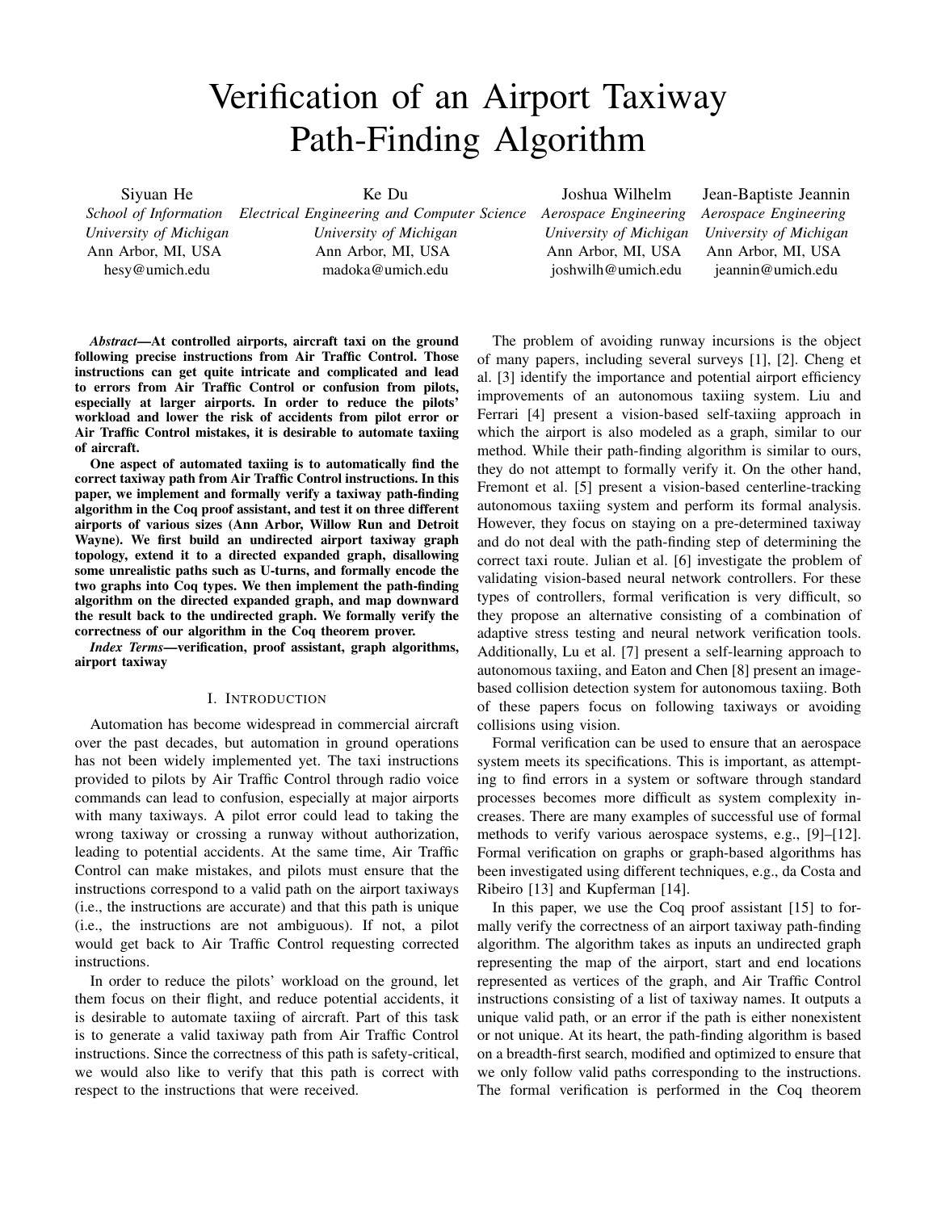# Verification of an Airport Taxiway Path-Finding Algorithm

Siyuan He
*School of Information*
*University of Michigan*
Ann Arbor, MI, USA
hesy@umich.edu

Ke Du
*Electrical Engineering and Computer Science*
*University of Michigan*
Ann Arbor, MI, USA
madoka@umich.edu

Joshua Wilhelm
*Aerospace Engineering*
*University of Michigan*
Ann Arbor, MI, USA
joshwilh@umich.edu

Jean-Baptiste Jeannin
*Aerospace Engineering*
*University of Michigan*
Ann Arbor, MI, USA
jeannin@umich.edu

***Abstract*—At controlled airports, aircraft taxi on the ground following precise instructions from Air Traffic Control. Those instructions can get quite intricate and complicated and lead to errors from Air Traffic Control or confusion from pilots, especially at larger airports. In order to reduce the pilots' workload and lower the risk of accidents from pilot error or Air Traffic Control mistakes, it is desirable to automate taxiing of aircraft.**

**One aspect of automated taxiing is to automatically find the correct taxiway path from Air Traffic Control instructions. In this paper, we implement and formally verify a taxiway path-finding algorithm in the Coq proof assistant, and test it on three different airports of various sizes (Ann Arbor, Willow Run and Detroit Wayne). We first build an undirected airport taxiway graph topology, extend it to a directed expanded graph, disallowing some unrealistic paths such as U-turns, and formally encode the two graphs into Coq types. We then implement the path-finding algorithm on the directed expanded graph, and map downward the result back to the undirected graph. We formally verify the correctness of our algorithm in the Coq theorem prover.**

***Index Terms*—verification, proof assistant, graph algorithms, airport taxiway**

## I. Introduction

Automation has become widespread in commercial aircraft over the past decades, but automation in ground operations has not been widely implemented yet. The taxi instructions provided to pilots by Air Traffic Control through radio voice commands can lead to confusion, especially at major airports with many taxiways. A pilot error could lead to taking the wrong taxiway or crossing a runway without authorization, leading to potential accidents. At the same time, Air Traffic Control can make mistakes, and pilots must ensure that the instructions correspond to a valid path on the airport taxiways (i.e., the instructions are accurate) and that this path is unique (i.e., the instructions are not ambiguous). If not, a pilot would get back to Air Traffic Control requesting corrected instructions.

In order to reduce the pilots' workload on the ground, let them focus on their flight, and reduce potential accidents, it is desirable to automate taxiing of aircraft. Part of this task is to generate a valid taxiway path from Air Traffic Control instructions. Since the correctness of this path is safety-critical, we would also like to verify that this path is correct with respect to the instructions that were received.

The problem of avoiding runway incursions is the object of many papers, including several surveys [1], [2]. Cheng et al. [3] identify the importance and potential airport efficiency improvements of an autonomous taxiing system. Liu and Ferrari [4] present a vision-based self-taxiing approach in which the airport is also modeled as a graph, similar to our method. While their path-finding algorithm is similar to ours, they do not attempt to formally verify it. On the other hand, Fremont et al. [5] present a vision-based centerline-tracking autonomous taxiing system and perform its formal analysis. However, they focus on staying on a pre-determined taxiway and do not deal with the path-finding step of determining the correct taxi route. Julian et al. [6] investigate the problem of validating vision-based neural network controllers. For these types of controllers, formal verification is very difficult, so they propose an alternative consisting of a combination of adaptive stress testing and neural network verification tools. Additionally, Lu et al. [7] present a self-learning approach to autonomous taxiing, and Eaton and Chen [8] present an image-based collision detection system for autonomous taxiing. Both of these papers focus on following taxiways or avoiding collisions using vision.

Formal verification can be used to ensure that an aerospace system meets its specifications. This is important, as attempting to find errors in a system or software through standard processes becomes more difficult as system complexity increases. There are many examples of successful use of formal methods to verify various aerospace systems, e.g., [9]–[12]. Formal verification on graphs or graph-based algorithms has been investigated using different techniques, e.g., da Costa and Ribeiro [13] and Kupferman [14].

In this paper, we use the Coq proof assistant [15] to formally verify the correctness of an airport taxiway path-finding algorithm. The algorithm takes as inputs an undirected graph representing the map of the airport, start and end locations represented as vertices of the graph, and Air Traffic Control instructions consisting of a list of taxiway names. It outputs a unique valid path, or an error if the path is either nonexistent or not unique. At its heart, the path-finding algorithm is based on a breadth-first search, modified and optimized to ensure that we only follow valid paths corresponding to the instructions. The formal verification is performed in the Coq theorem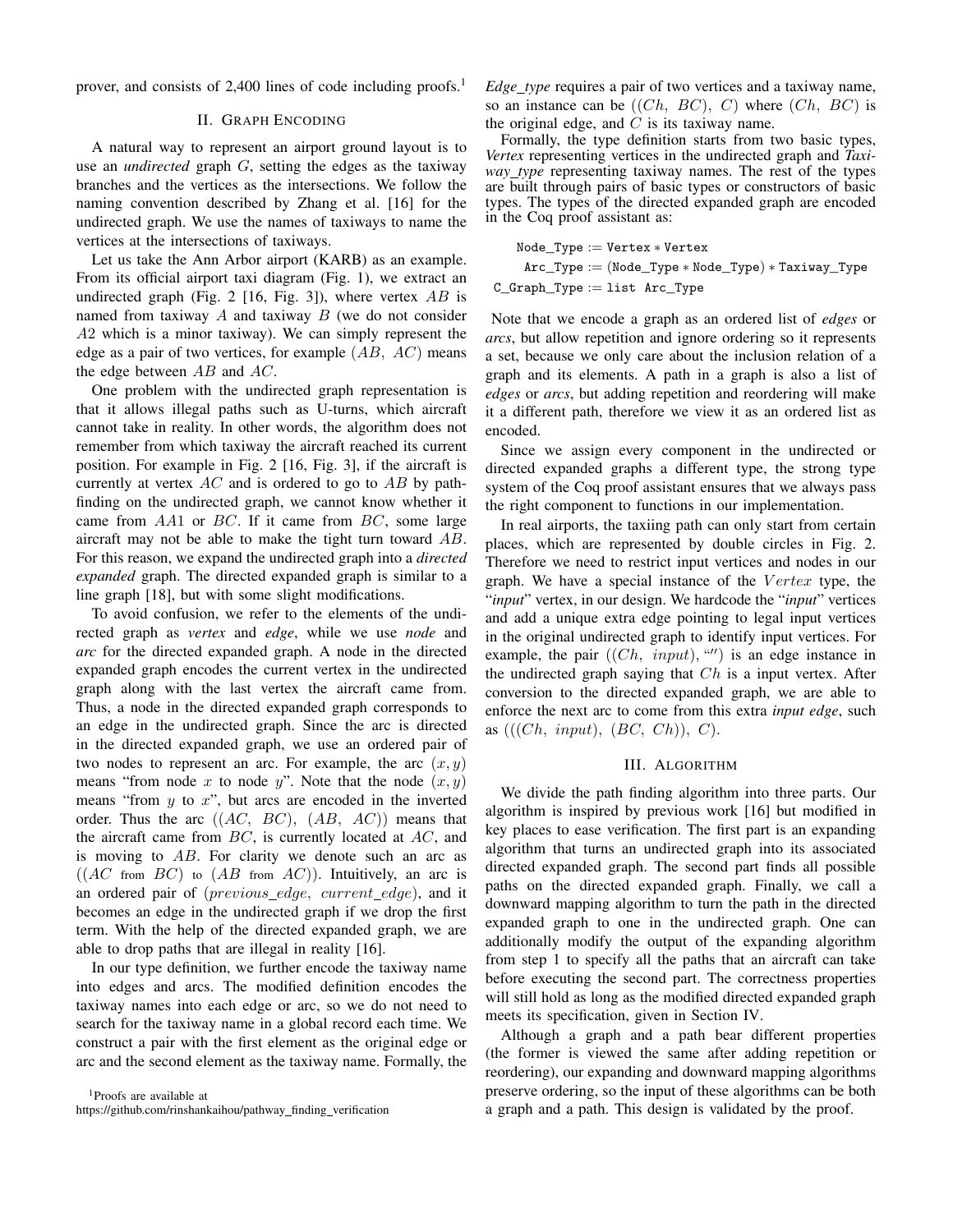prover, and consists of 2,400 lines of code including proofs.[1]

## II. Graph Encoding

A natural way to represent an airport ground layout is to use an *undirected* graph $G$, setting the edges as the taxiway branches and the vertices as the intersections. We follow the naming convention described by Zhang et al. [16] for the undirected graph. We use the names of taxiways to name the vertices at the intersections of taxiways.

Let us take the Ann Arbor airport (KARB) as an example. From its official airport taxi diagram (Fig. 1), we extract an undirected graph (Fig. 2 [16, Fig. 3]), where vertex $AB$ is named from taxiway $A$ and taxiway $B$ (we do not consider $A2$ which is a minor taxiway). We can simply represent the edge as a pair of two vertices, for example $(AB,\ AC)$ means the edge between $AB$ and $AC$.

One problem with the undirected graph representation is that it allows illegal paths such as U-turns, which aircraft cannot take in reality. In other words, the algorithm does not remember from which taxiway the aircraft reached its current position. For example in Fig. 2 [16, Fig. 3], if the aircraft is currently at vertex $AC$ and is ordered to go to $AB$ by path-finding on the undirected graph, we cannot know whether it came from $AA1$ or $BC$. If it came from $BC$, some large aircraft may not be able to make the tight turn toward $AB$. For this reason, we expand the undirected graph into a *directed expanded* graph. The directed expanded graph is similar to a line graph [18], but with some slight modifications.

To avoid confusion, we refer to the elements of the undirected graph as *vertex* and *edge*, while we use *node* and *arc* for the directed expanded graph. A node in the directed expanded graph encodes the current vertex in the undirected graph along with the last vertex the aircraft came from. Thus, a node in the directed expanded graph corresponds to an edge in the undirected graph. Since the arc is directed in the directed expanded graph, we use an ordered pair of two nodes to represent an arc. For example, the arc $(x, y)$ means "from node $x$ to node $y$". Note that the node $(x, y)$ means "from $y$ to $x$", but arcs are encoded in the inverted order. Thus the arc $((AC,\ BC),\ (AB,\ AC))$ means that the aircraft came from $BC$, is currently located at $AC$, and is moving to $AB$. For clarity we denote such an arc as $((AC \text{ from } BC) \text{ to } (AB \text{ from } AC))$. Intuitively, an arc is an ordered pair of $(previous\_edge,\ current\_edge)$, and it becomes an edge in the undirected graph if we drop the first term. With the help of the directed expanded graph, we are able to drop paths that are illegal in reality [16].

In our type definition, we further encode the taxiway name into edges and arcs. The modified definition encodes the taxiway names into each edge or arc, so we do not need to search for the taxiway name in a global record each time. We construct a pair with the first element as the original edge or arc and the second element as the taxiway name. Formally, the *Edge_type* requires a pair of two vertices and a taxiway name, so an instance can be $((Ch,\ BC),\ C)$ where $(Ch,\ BC)$ is the original edge, and $C$ is its taxiway name.

Formally, the type definition starts from two basic types, *Vertex* representing vertices in the undirected graph and *Taxiway_type* representing taxiway names. The rest of the types are built through pairs of basic types or constructors of basic types. The types of the directed expanded graph are encoded in the Coq proof assistant as:

```
Node_Type := Vertex * Vertex
Arc_Type := (Node_Type * Node_Type) * Taxiway_Type
C_Graph_Type := list Arc_Type
```

Note that we encode a graph as an ordered list of *edges* or *arcs*, but allow repetition and ignore ordering so it represents a set, because we only care about the inclusion relation of a graph and its elements. A path in a graph is also a list of *edges* or *arcs*, but adding repetition and reordering will make it a different path, therefore we view it as an ordered list as encoded.

Since we assign every component in the undirected or directed expanded graphs a different type, the strong type system of the Coq proof assistant ensures that we always pass the right component to functions in our implementation.

In real airports, the taxiing path can only start from certain places, which are represented by double circles in Fig. 2. Therefore we need to restrict input vertices and nodes in our graph. We have a special instance of the $Vertex$ type, the "*input*" vertex, in our design. We hardcode the "*input*" vertices and add a unique extra edge pointing to legal input vertices in the original undirected graph to identify input vertices. For example, the pair $((Ch,\ input), \text{""})$ is an edge instance in the undirected graph saying that $Ch$ is a input vertex. After conversion to the directed expanded graph, we are able to enforce the next arc to come from this extra *input edge*, such as $(((Ch,\ input),\ (BC,\ Ch)),\ C)$.

## III. Algorithm

We divide the path finding algorithm into three parts. Our algorithm is inspired by previous work [16] but modified in key places to ease verification. The first part is an expanding algorithm that turns an undirected graph into its associated directed expanded graph. The second part finds all possible paths on the directed expanded graph. Finally, we call a downward mapping algorithm to turn the path in the directed expanded graph to one in the undirected graph. One can additionally modify the output of the expanding algorithm from step 1 to specify all the paths that an aircraft can take before executing the second part. The correctness properties will still hold as long as the modified directed expanded graph meets its specification, given in Section IV.

Although a graph and a path bear different properties (the former is viewed the same after adding repetition or reordering), our expanding and downward mapping algorithms preserve ordering, so the input of these algorithms can be both a graph and a path. This design is validated by the proof.

[1] Proofs are available at https://github.com/rinshankaihou/pathway_finding_verification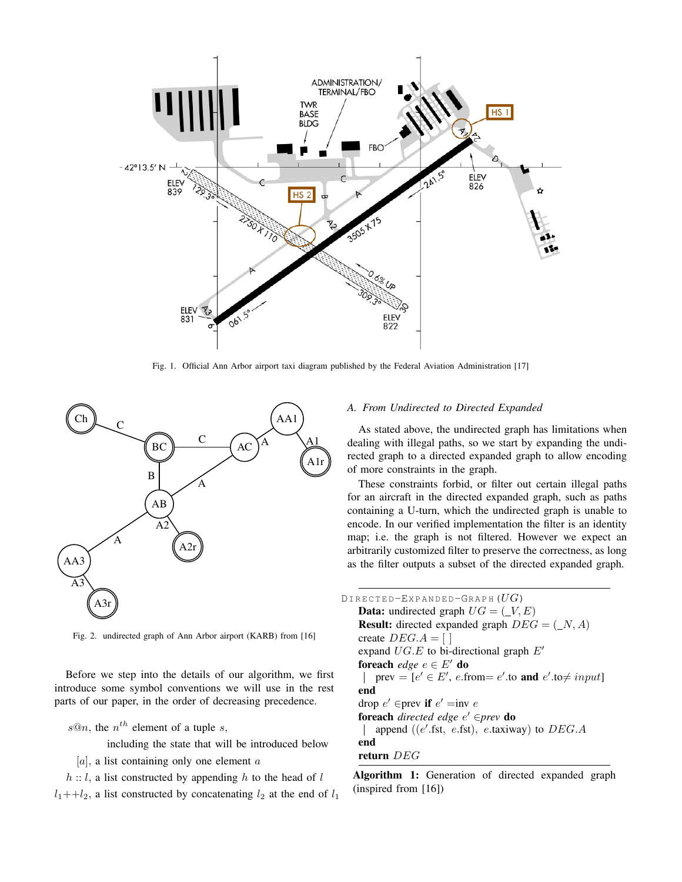Fig. 1. Official Ann Arbor airport taxi diagram published by the Federal Aviation Administration [17]

Fig. 2. undirected graph of Ann Arbor airport (KARB) from [16]

Before we step into the details of our algorithm, we first introduce some symbol conventions we will use in the rest parts of our paper, in the order of decreasing precedence.

$s@n$, the $n^{th}$ element of a tuple $s$, including the state that will be introduced below

$[a]$, a list containing only one element $a$

$h :: l$, a list constructed by appending $h$ to the head of $l$

$l_1{+}{+}l_2$, a list constructed by concatenating $l_2$ at the end of $l_1$

### A. From Undirected to Directed Expanded

As stated above, the undirected graph has limitations when dealing with illegal paths, so we start by expanding the undirected graph to a directed expanded graph to allow encoding of more constraints in the graph.

These constraints forbid, or filter out certain illegal paths for an aircraft in the directed expanded graph, such as paths containing a U-turn, which the undirected graph is unable to encode. In our verified implementation the filter is an identity map; i.e. the graph is not filtered. However we expect an arbitrarily customized filter to preserve the correctness, as long as the filter outputs a subset of the directed expanded graph.

```
DIRECTED-EXPANDED-GRAPH (UG)
  Data: undirected graph UG = (_V, E)
  Result: directed expanded graph DEG = (_N, A)
  create DEG.A = [ ]
  expand UG.E to bi-directional graph E'
  foreach edge e ∈ E' do
  |  prev = [e' ∈ E', e.from= e'.to and e'.to≠ input]
  end
  drop e' ∈prev if e' =inv e
  foreach directed edge e' ∈prev do
  |  append ((e'.fst, e.fst), e.taxiway) to DEG.A
  end
  return DEG
```

**Algorithm 1:** Generation of directed expanded graph (inspired from [16])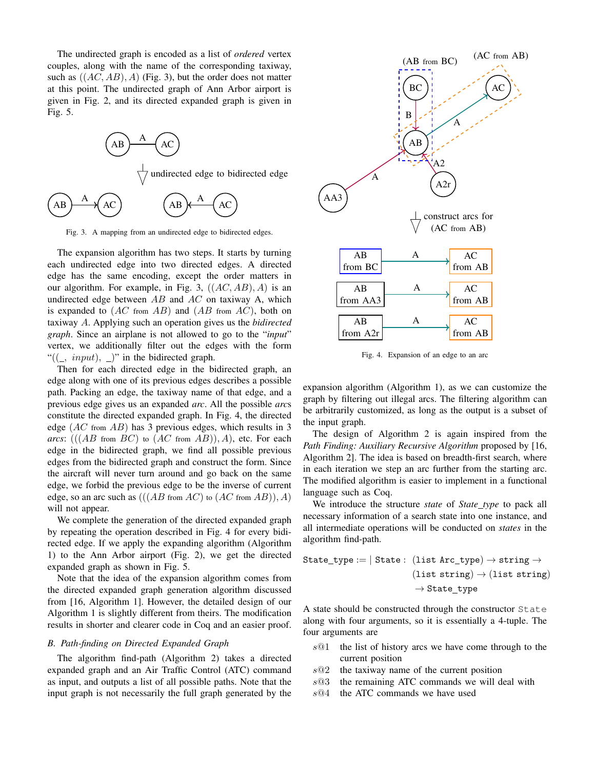The undirected graph is encoded as a list of *ordered* vertex couples, along with the name of the corresponding taxiway, such as $((AC, AB), A)$ (Fig. 3), but the order does not matter at this point. The undirected graph of Ann Arbor airport is given in Fig. 2, and its directed expanded graph is given in Fig. 5.

Fig. 3. A mapping from an undirected edge to bidirected edges.

The expansion algorithm has two steps. It starts by turning each undirected edge into two directed edges. A directed edge has the same encoding, except the order matters in our algorithm. For example, in Fig. 3, $((AC, AB), A)$ is an undirected edge between $AB$ and $AC$ on taxiway A, which is expanded to $(AC$ from $AB)$ and $(AB$ from $AC)$, both on taxiway $A$. Applying such an operation gives us the *bidirected graph*. Since an airplane is not allowed to go to the "*input*" vertex, we additionally filter out the edges with the form "$((\_,\ input),\ \_)$" in the bidirected graph.

Then for each directed edge in the bidirected graph, an edge along with one of its previous edges describes a possible path. Packing an edge, the taxiway name of that edge, and a previous edge gives us an expanded *arc*. All the possible *arcs* constitute the directed expanded graph. In Fig. 4, the directed edge $(AC$ from $AB)$ has 3 previous edges, which results in 3 *arcs*: $(((AB$ from $BC)$ to $(AC$ from $AB)), A)$, etc. For each edge in the bidirected graph, we find all possible previous edges from the bidirected graph and construct the form. Since the aircraft will never turn around and go back on the same edge, we forbid the previous edge to be the inverse of current edge, so an arc such as $(((AB$ from $AC)$ to $(AC$ from $AB)), A)$ will not appear.

We complete the generation of the directed expanded graph by repeating the operation described in Fig. 4 for every bidirected edge. If we apply the expanding algorithm (Algorithm 1) to the Ann Arbor airport (Fig. 2), we get the directed expanded graph as shown in Fig. 5.

Note that the idea of the expansion algorithm comes from the directed expanded graph generation algorithm discussed from [16, Algorithm 1]. However, the detailed design of our Algorithm 1 is slightly different from theirs. The modification results in shorter and clearer code in Coq and an easier proof.

### B. Path-finding on Directed Expanded Graph

The algorithm find-path (Algorithm 2) takes a directed expanded graph and an Air Traffic Control (ATC) command as input, and outputs a list of all possible paths. Note that the input graph is not necessarily the full graph generated by the expansion algorithm (Algorithm 1), as we can customize the graph by filtering out illegal arcs. The filtering algorithm can be arbitrarily customized, as long as the output is a subset of the input graph.

Fig. 4. Expansion of an edge to an arc

The design of Algorithm 2 is again inspired from the *Path Finding: Auxiliary Recursive Algorithm* proposed by [16, Algorithm 2]. The idea is based on breadth-first search, where in each iteration we step an arc further from the starting arc. The modified algorithm is easier to implement in a functional language such as Coq.

We introduce the structure *state* of *State_type* to pack all necessary information of a search state into one instance, and all intermediate operations will be conducted on *states* in the algorithm find-path.

$$\texttt{State\_type} := |\ \texttt{State} :\ (\texttt{list Arc\_type}) \rightarrow \texttt{string} \rightarrow (\texttt{list string}) \rightarrow (\texttt{list string}) \rightarrow \texttt{State\_type}$$

A state should be constructed through the constructor `State` along with four arguments, so it is essentially a 4-tuple. The four arguments are

- $s@1$ the list of history arcs we have come through to the current position
- $s@2$ the taxiway name of the current position
- $s@3$ the remaining ATC commands we will deal with
- $s@4$ the ATC commands we have used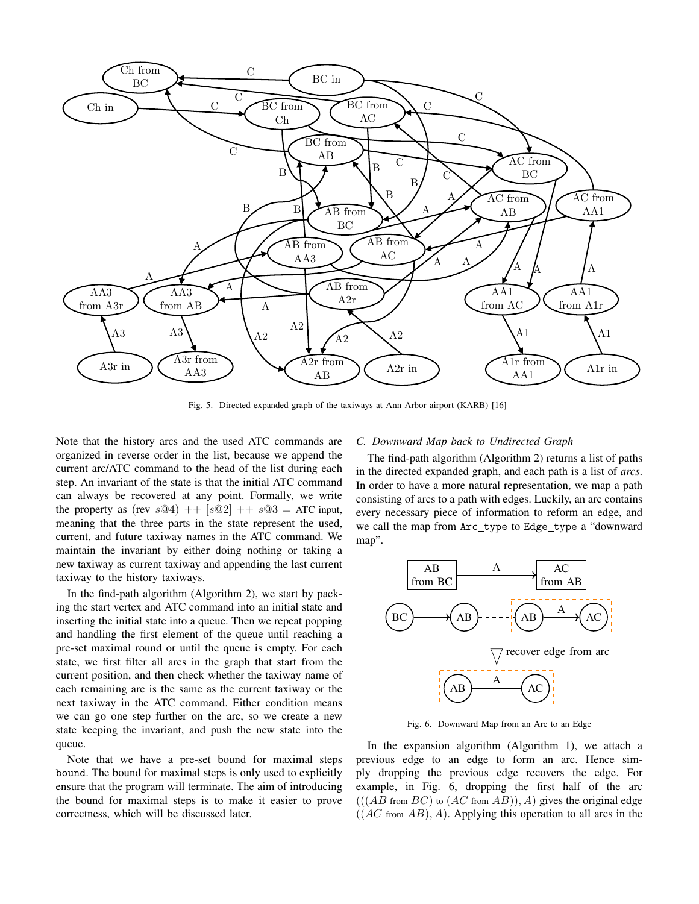Fig. 5. Directed expanded graph of the taxiways at Ann Arbor airport (KARB) [16]

Note that the history arcs and the used ATC commands are organized in reverse order in the list, because we append the current arc/ATC command to the head of the list during each step. An invariant of the state is that the initial ATC command can always be recovered at any point. Formally, we write the property as (rev $s@4$) ++ $[s@2]$ ++ $s@3$ = ATC input, meaning that the three parts in the state represent the used, current, and future taxiway names in the ATC command. We maintain the invariant by either doing nothing or taking a new taxiway as current taxiway and appending the last current taxiway to the history taxiways.

In the find-path algorithm (Algorithm 2), we start by packing the start vertex and ATC command into an initial state and inserting the initial state into a queue. Then we repeat popping and handling the first element of the queue until reaching a pre-set maximal round or until the queue is empty. For each state, we first filter all arcs in the graph that start from the current position, and then check whether the taxiway name of each remaining arc is the same as the current taxiway or the next taxiway in the ATC command. Either condition means we can go one step further on the arc, so we create a new state keeping the invariant, and push the new state into the queue.

Note that we have a pre-set bound for maximal steps `bound`. The bound for maximal steps is only used to explicitly ensure that the program will terminate. The aim of introducing the bound for maximal steps is to make it easier to prove correctness, which will be discussed later.

### C. Downward Map back to Undirected Graph

The find-path algorithm (Algorithm 2) returns a list of paths in the directed expanded graph, and each path is a list of *arcs*. In order to have a more natural representation, we map a path consisting of arcs to a path with edges. Luckily, an arc contains every necessary piece of information to reform an edge, and we call the map from `Arc_type` to `Edge_type` a "downward map".

Fig. 6. Downward Map from an Arc to an Edge

In the expansion algorithm (Algorithm 1), we attach a previous edge to an edge to form an arc. Hence simply dropping the previous edge recovers the edge. For example, in Fig. 6, dropping the first half of the arc $(((AB \text{ from } BC) \text{ to } (AC \text{ from } AB)), A)$ gives the original edge $((AC \text{ from } AB), A)$. Applying this operation to all arcs in the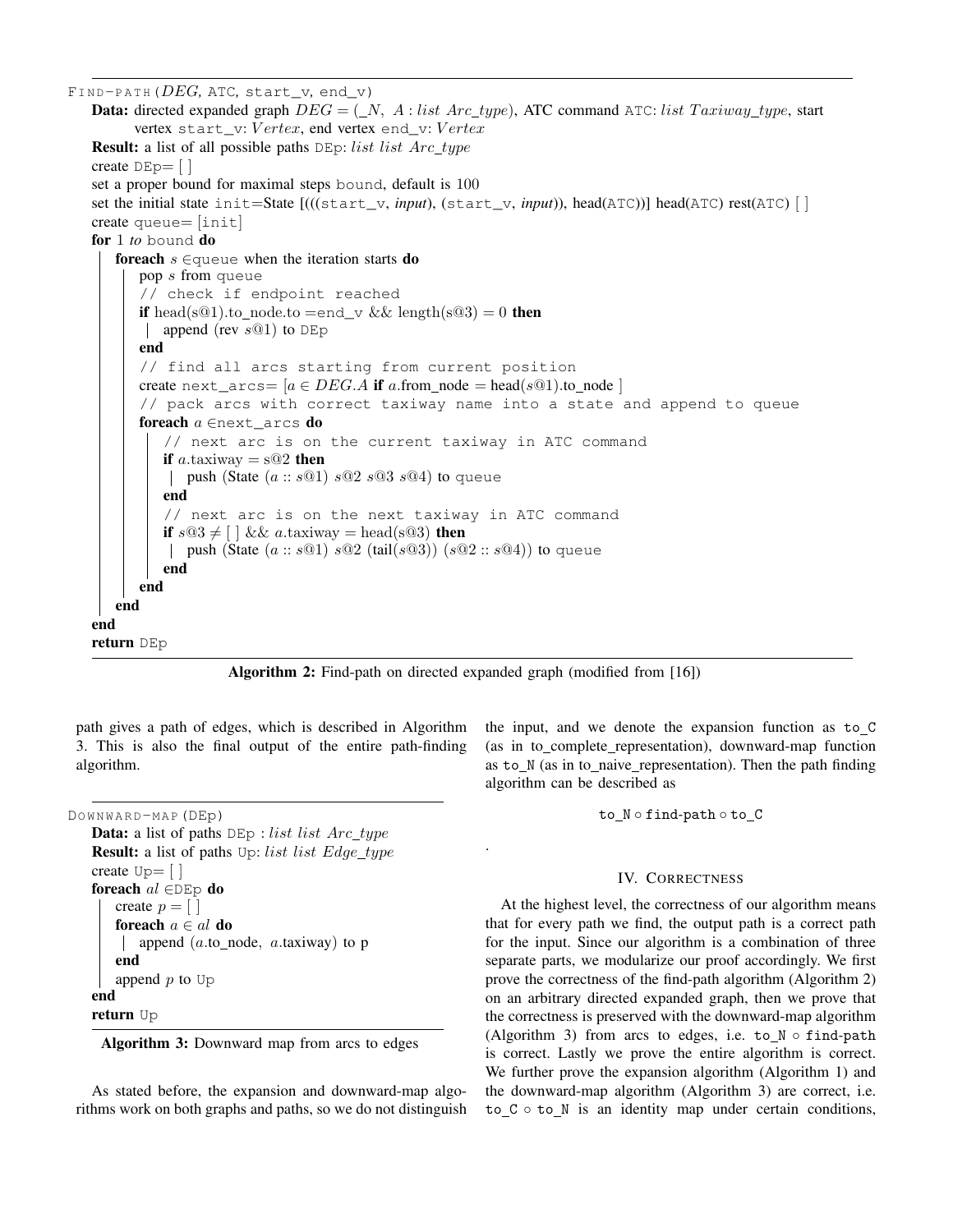```
FIND-PATH(DEG, ATC, start_v, end_v)
  Data: directed expanded graph DEG = (_N, A : list Arc_type), ATC command ATC: list Taxiway_type, start
        vertex start_v: Vertex, end vertex end_v: Vertex
  Result: a list of all possible paths DEp: list list Arc_type
  create DEp= [ ]
  set a proper bound for maximal steps bound, default is 100
  set the initial state init=State [(((start_v, input), (start_v, input)), head(ATC))] head(ATC) rest(ATC) [ ]
  create queue= [init]
  for 1 to bound do
    foreach s ∈queue when the iteration starts do
      pop s from queue
      // check if endpoint reached
      if head(s@1).to_node.to =end_v && length(s@3) = 0 then
        | append (rev s@1) to DEp
      end
      // find all arcs starting from current position
      create next_arcs= [a ∈ DEG.A if a.from_node = head(s@1).to_node ]
      // pack arcs with correct taxiway name into a state and append to queue
      foreach a ∈next_arcs do
        // next arc is on the current taxiway in ATC command
        if a.taxiway = s@2 then
          | push (State (a :: s@1) s@2 s@3 s@4) to queue
        end
        // next arc is on the next taxiway in ATC command
        if s@3 ≠ [ ] && a.taxiway = head(s@3) then
          | push (State (a :: s@1) s@2 (tail(s@3)) (s@2 :: s@4)) to queue
        end
      end
    end
  end
  return DEp
```

**Algorithm 2:** Find-path on directed expanded graph (modified from [16])

path gives a path of edges, which is described in Algorithm 3. This is also the final output of the entire path-finding algorithm.

```
DOWNWARD-MAP(DEp)
  Data: a list of paths DEp : list list Arc_type
  Result: a list of paths Up: list list Edge_type
  create Up= [ ]
  foreach al ∈DEp do
    create p = [ ]
    foreach a ∈ al do
      | append (a.to_node, a.taxiway) to p
    end
    append p to Up
  end
  return Up
```

**Algorithm 3:** Downward map from arcs to edges

As stated before, the expansion and downward-map algorithms work on both graphs and paths, so we do not distinguish the input, and we denote the expansion function as `to_C` (as in to_complete_representation), downward-map function as `to_N` (as in to_naive_representation). Then the path finding algorithm can be described as

$$\texttt{to\_N} \circ \texttt{find-path} \circ \texttt{to\_C}$$

.

## IV. Correctness

At the highest level, the correctness of our algorithm means that for every path we find, the output path is a correct path for the input. Since our algorithm is a combination of three separate parts, we modularize our proof accordingly. We first prove the correctness of the find-path algorithm (Algorithm 2) on an arbitrary directed expanded graph, then we prove that the correctness is preserved with the downward-map algorithm (Algorithm 3) from arcs to edges, i.e. `to_N` $\circ$ `find-path` is correct. Lastly we prove the entire algorithm is correct. We further prove the expansion algorithm (Algorithm 1) and the downward-map algorithm (Algorithm 3) are correct, i.e. `to_C` $\circ$ `to_N` is an identity map under certain conditions,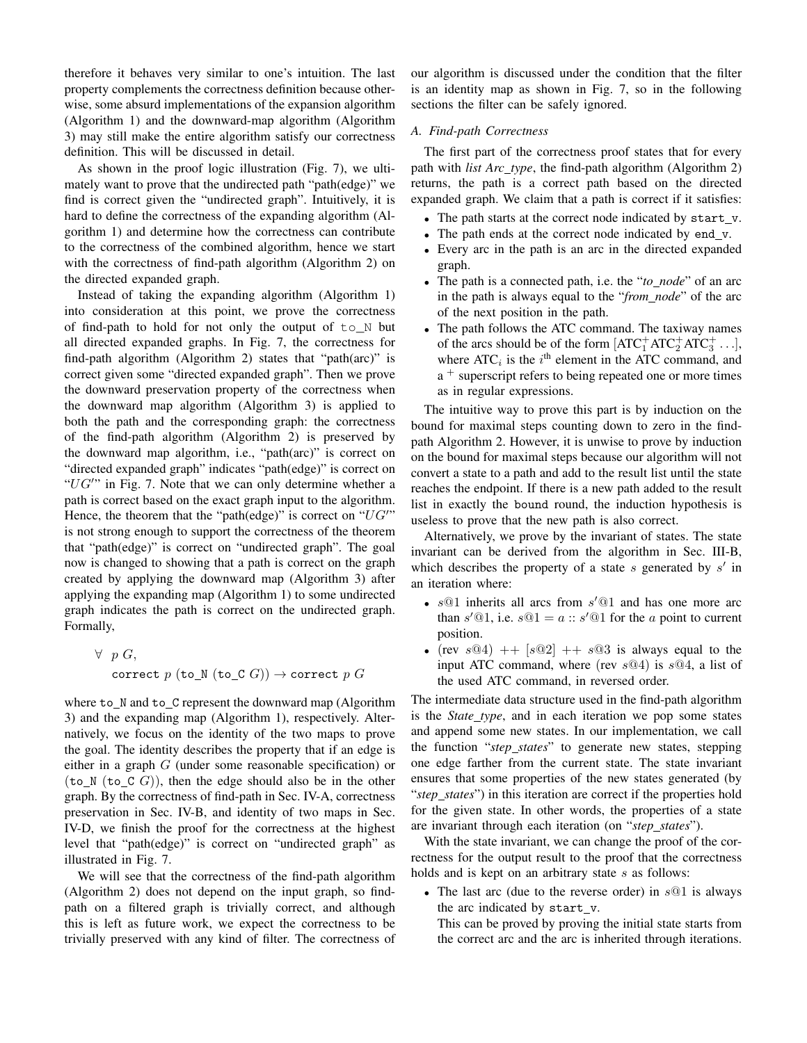therefore it behaves very similar to one's intuition. The last property complements the correctness definition because otherwise, some absurd implementations of the expansion algorithm (Algorithm 1) and the downward-map algorithm (Algorithm 3) may still make the entire algorithm satisfy our correctness definition. This will be discussed in detail.

As shown in the proof logic illustration (Fig. 7), we ultimately want to prove that the undirected path "path(edge)" we find is correct given the "undirected graph". Intuitively, it is hard to define the correctness of the expanding algorithm (Algorithm 1) and determine how the correctness can contribute to the correctness of the combined algorithm, hence we start with the correctness of find-path algorithm (Algorithm 2) on the directed expanded graph.

Instead of taking the expanding algorithm (Algorithm 1) into consideration at this point, we prove the correctness of find-path to hold for not only the output of `to_N` but all directed expanded graphs. In Fig. 7, the correctness for find-path algorithm (Algorithm 2) states that "path(arc)" is correct given some "directed expanded graph". Then we prove the downward preservation property of the correctness when the downward map algorithm (Algorithm 3) is applied to both the path and the corresponding graph: the correctness of the find-path algorithm (Algorithm 2) is preserved by the downward map algorithm, i.e., "path(arc)" is correct on "directed expanded graph" indicates "path(edge)" is correct on "$UG'$" in Fig. 7. Note that we can only determine whether a path is correct based on the exact graph input to the algorithm. Hence, the theorem that the "path(edge)" is correct on "$UG'$" is not strong enough to support the correctness of the theorem that "path(edge)" is correct on "undirected graph". The goal now is changed to showing that a path is correct on the graph created by applying the downward map (Algorithm 3) after applying the expanding map (Algorithm 1) to some undirected graph indicates the path is correct on the undirected graph. Formally,

$$\forall \; p \; G, \quad \texttt{correct} \; p \; (\texttt{to\_N} \; (\texttt{to\_C} \; G)) \rightarrow \texttt{correct} \; p \; G$$

where `to_N` and `to_C` represent the downward map (Algorithm 3) and the expanding map (Algorithm 1), respectively. Alternatively, we focus on the identity of the two maps to prove the goal. The identity describes the property that if an edge is either in a graph $G$ (under some reasonable specification) or (`to_N` (`to_C` $G$)), then the edge should also be in the other graph. By the correctness of find-path in Sec. IV-A, correctness preservation in Sec. IV-B, and identity of two maps in Sec. IV-D, we finish the proof for the correctness at the highest level that "path(edge)" is correct on "undirected graph" as illustrated in Fig. 7.

We will see that the correctness of the find-path algorithm (Algorithm 2) does not depend on the input graph, so find-path on a filtered graph is trivially correct, and although this is left as future work, we expect the correctness to be trivially preserved with any kind of filter. The correctness of our algorithm is discussed under the condition that the filter is an identity map as shown in Fig. 7, so in the following sections the filter can be safely ignored.

### A. Find-path Correctness

The first part of the correctness proof states that for every path with *list Arc_type*, the find-path algorithm (Algorithm 2) returns, the path is a correct path based on the directed expanded graph. We claim that a path is correct if it satisfies:

- The path starts at the correct node indicated by `start_v`.
- The path ends at the correct node indicated by `end_v`.
- Every arc in the path is an arc in the directed expanded graph.
- The path is a connected path, i.e. the "*to_node*" of an arc in the path is always equal to the "*from_node*" of the arc of the next position in the path.
- The path follows the ATC command. The taxiway names of the arcs should be of the form $[\text{ATC}_1^+ \text{ATC}_2^+ \text{ATC}_3^+ \ldots]$, where $\text{ATC}_i$ is the $i^{\text{th}}$ element in the ATC command, and a $^+$ superscript refers to being repeated one or more times as in regular expressions.

The intuitive way to prove this part is by induction on the bound for maximal steps counting down to zero in the find-path Algorithm 2. However, it is unwise to prove by induction on the bound for maximal steps because our algorithm will not convert a state to a path and add to the result list until the state reaches the endpoint. If there is a new path added to the result list in exactly the `bound` round, the induction hypothesis is useless to prove that the new path is also correct.

Alternatively, we prove by the invariant of states. The state invariant can be derived from the algorithm in Sec. III-B, which describes the property of a state $s$ generated by $s'$ in an iteration where:

- $s@1$ inherits all arcs from $s'@1$ and has one more arc than $s'@1$, i.e. $s@1 = a :: s'@1$ for the $a$ point to current position.
- (rev $s@4$) ++ $[s@2]$ ++ $s@3$ is always equal to the input ATC command, where (rev $s@4$) is $s@4$, a list of the used ATC command, in reversed order.

The intermediate data structure used in the find-path algorithm is the *State_type*, and in each iteration we pop some states and append some new states. In our implementation, we call the function "*step_states*" to generate new states, stepping one edge farther from the current state. The state invariant ensures that some properties of the new states generated (by "*step_states*") in this iteration are correct if the properties hold for the given state. In other words, the properties of a state are invariant through each iteration (on "*step_states*").

With the state invariant, we can change the proof of the correctness for the output result to the proof that the correctness holds and is kept on an arbitrary state $s$ as follows:

- The last arc (due to the reverse order) in $s@1$ is always the arc indicated by `start_v`.
  This can be proved by proving the initial state starts from the correct arc and the arc is inherited through iterations.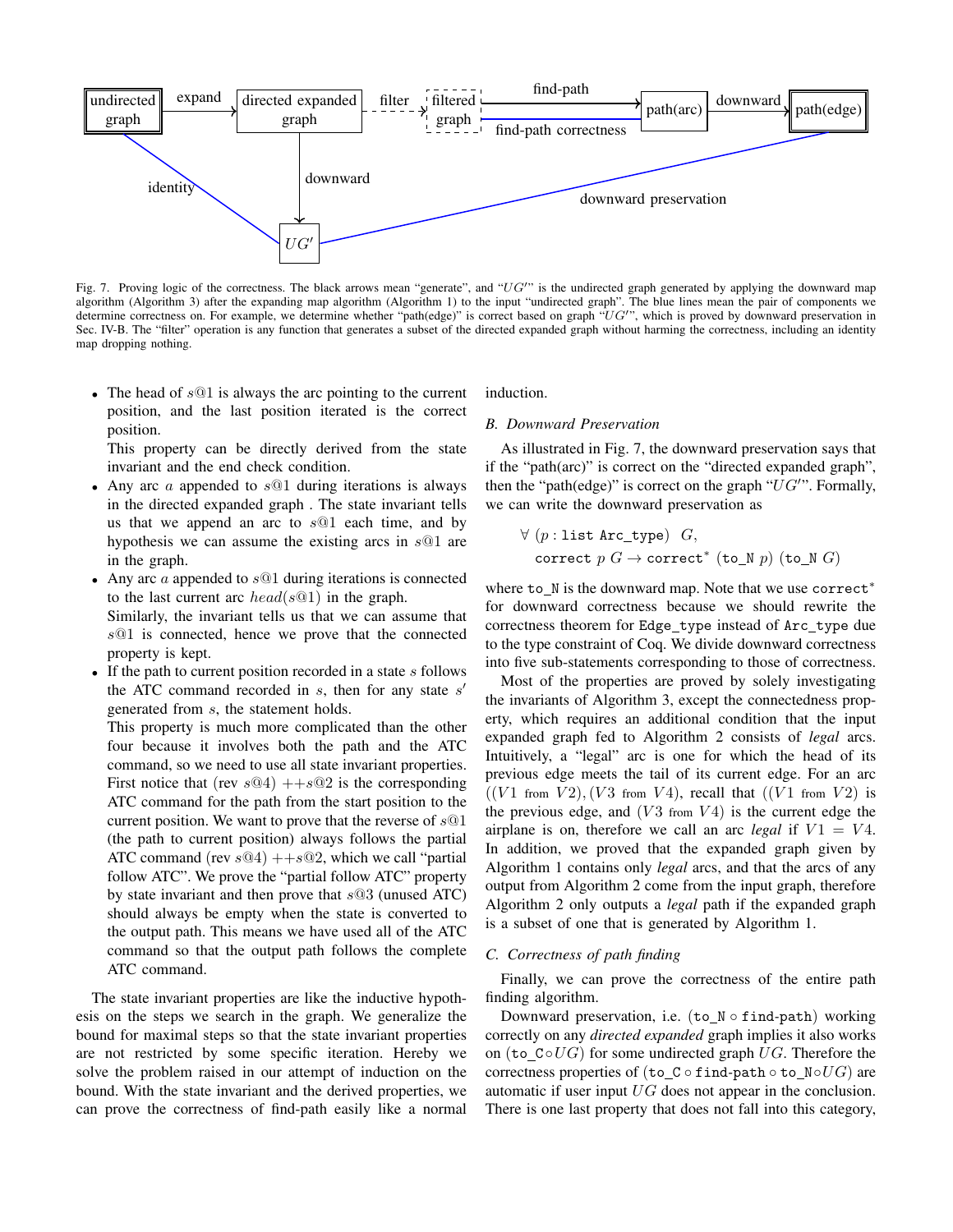Fig. 7. Proving logic of the correctness. The black arrows mean "generate", and "$UG'$" is the undirected graph generated by applying the downward map algorithm (Algorithm 3) after the expanding map algorithm (Algorithm 1) to the input "undirected graph". The blue lines mean the pair of components we determine correctness on. For example, we determine whether "path(edge)" is correct based on graph "$UG'$", which is proved by downward preservation in Sec. IV-B. The "filter" operation is any function that generates a subset of the directed expanded graph without harming the correctness, including an identity map dropping nothing.

- The head of $s@1$ is always the arc pointing to the current position, and the last position iterated is the correct position.
  This property can be directly derived from the state invariant and the end check condition.
- Any arc $a$ appended to $s@1$ during iterations is always in the directed expanded graph . The state invariant tells us that we append an arc to $s@1$ each time, and by hypothesis we can assume the existing arcs in $s@1$ are in the graph.
- Any arc $a$ appended to $s@1$ during iterations is connected to the last current arc $head(s@1)$ in the graph.
  Similarly, the invariant tells us that we can assume that $s@1$ is connected, hence we prove that the connected property is kept.
- If the path to current position recorded in a state $s$ follows the ATC command recorded in $s$, then for any state $s'$ generated from $s$, the statement holds.
  This property is much more complicated than the other four because it involves both the path and the ATC command, so we need to use all state invariant properties. First notice that (rev $s@4$) $++s@2$ is the corresponding ATC command for the path from the start position to the current position. We want to prove that the reverse of $s@1$ (the path to current position) always follows the partial ATC command (rev $s@4$) $++s@2$, which we call "partial follow ATC". We prove the "partial follow ATC" property by state invariant and then prove that $s@3$ (unused ATC) should always be empty when the state is converted to the output path. This means we have used all of the ATC command so that the output path follows the complete ATC command.

The state invariant properties are like the inductive hypothesis on the steps we search in the graph. We generalize the bound for maximal steps so that the state invariant properties are not restricted by some specific iteration. Hereby we solve the problem raised in our attempt of induction on the bound. With the state invariant and the derived properties, we can prove the correctness of find-path easily like a normal induction.

### B. Downward Preservation

As illustrated in Fig. 7, the downward preservation says that if the "path(arc)" is correct on the "directed expanded graph", then the "path(edge)" is correct on the graph "$UG'$". Formally, we can write the downward preservation as

$$\forall\ (p : \texttt{list Arc\_type})\ \ G,$$
$$\texttt{correct}\ p\ G \rightarrow \texttt{correct}^*\ (\texttt{to\_N}\ p)\ (\texttt{to\_N}\ G)$$

where `to_N` is the downward map. Note that we use $\texttt{correct}^*$ for downward correctness because we should rewrite the correctness theorem for `Edge_type` instead of `Arc_type` due to the type constraint of Coq. We divide downward correctness into five sub-statements corresponding to those of correctness.

Most of the properties are proved by solely investigating the invariants of Algorithm 3, except the connectedness property, which requires an additional condition that the input expanded graph fed to Algorithm 2 consists of *legal* arcs. Intuitively, a "legal" arc is one for which the head of its previous edge meets the tail of its current edge. For an arc $((V1 \text{ from } V2), (V3 \text{ from } V4)$, recall that $((V1 \text{ from } V2)$ is the previous edge, and $(V3 \text{ from } V4)$ is the current edge the airplane is on, therefore we call an arc *legal* if $V1 = V4$. In addition, we proved that the expanded graph given by Algorithm 1 contains only *legal* arcs, and that the arcs of any output from Algorithm 2 come from the input graph, therefore Algorithm 2 only outputs a *legal* path if the expanded graph is a subset of one that is generated by Algorithm 1.

### C. Correctness of path finding

Finally, we can prove the correctness of the entire path finding algorithm.

Downward preservation, i.e. ($\texttt{to\_N} \circ \texttt{find-path}$) working correctly on any *directed expanded* graph implies it also works on ($\texttt{to\_C} \circ UG$) for some undirected graph $UG$. Therefore the correctness properties of ($\texttt{to\_C} \circ \texttt{find-path} \circ \texttt{to\_N} \circ UG$) are automatic if user input $UG$ does not appear in the conclusion. There is one last property that does not fall into this category,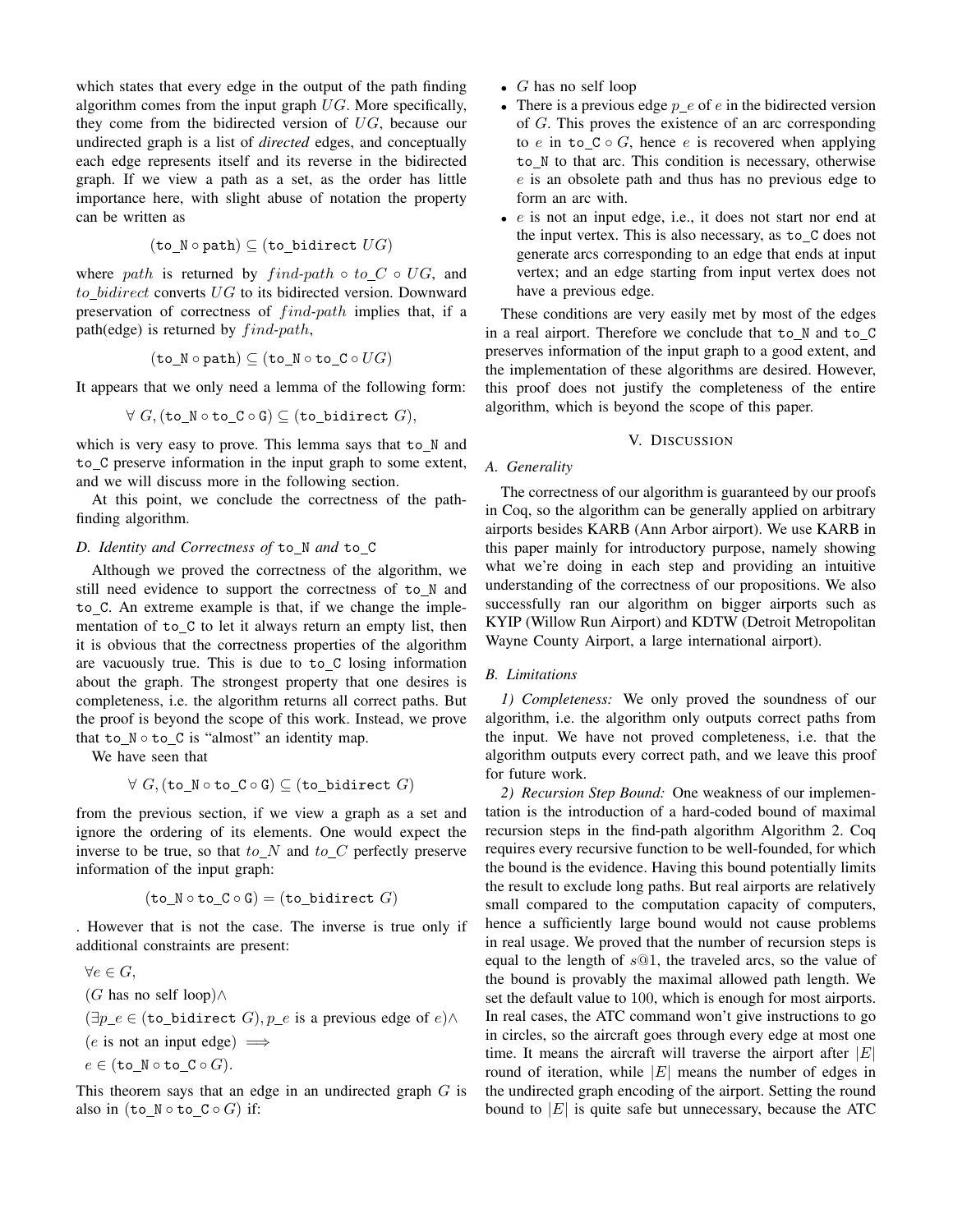which states that every edge in the output of the path finding algorithm comes from the input graph $UG$. More specifically, they come from the bidirected version of $UG$, because our undirected graph is a list of *directed* edges, and conceptually each edge represents itself and its reverse in the bidirected graph. If we view a path as a set, as the order has little importance here, with slight abuse of notation the property can be written as

$$(\texttt{to\_N} \circ \texttt{path}) \subseteq (\texttt{to\_bidirect}\ UG)$$

where $path$ is returned by $find\text{-}path \circ to\_C \circ UG$, and $to\_bidirect$ converts $UG$ to its bidirected version. Downward preservation of correctness of $find\text{-}path$ implies that, if a path(edge) is returned by $find\text{-}path$,

$$(\texttt{to\_N} \circ \texttt{path}) \subseteq (\texttt{to\_N} \circ \texttt{to\_C} \circ UG)$$

It appears that we only need a lemma of the following form:

$$\forall\ G, (\texttt{to\_N} \circ \texttt{to\_C} \circ \texttt{G}) \subseteq (\texttt{to\_bidirect}\ G),$$

which is very easy to prove. This lemma says that to_N and to_C preserve information in the input graph to some extent, and we will discuss more in the following section.

At this point, we conclude the correctness of the path-finding algorithm.

### D. Identity and Correctness of to_N and to_C

Although we proved the correctness of the algorithm, we still need evidence to support the correctness of to_N and to_C. An extreme example is that, if we change the implementation of to_C to let it always return an empty list, then it is obvious that the correctness properties of the algorithm are vacuously true. This is due to to_C losing information about the graph. The strongest property that one desires is completeness, i.e. the algorithm returns all correct paths. But the proof is beyond the scope of this work. Instead, we prove that $\texttt{to\_N} \circ \texttt{to\_C}$ is "almost" an identity map.

We have seen that

$$\forall\ G, (\texttt{to\_N} \circ \texttt{to\_C} \circ \texttt{G}) \subseteq (\texttt{to\_bidirect}\ G)$$

from the previous section, if we view a graph as a set and ignore the ordering of its elements. One would expect the inverse to be true, so that $to\_N$ and $to\_C$ perfectly preserve information of the input graph:

$$(\texttt{to\_N} \circ \texttt{to\_C} \circ \texttt{G}) = (\texttt{to\_bidirect}\ G)$$

. However that is not the case. The inverse is true only if additional constraints are present:

$$\begin{aligned}
&\forall e \in G, \\
&(G \text{ has no self loop}) \wedge \\
&(\exists p\_e \in (\texttt{to\_bidirect}\ G), p\_e \text{ is a previous edge of } e) \wedge \\
&(e \text{ is not an input edge}) \implies \\
&e \in (\texttt{to\_N} \circ \texttt{to\_C} \circ G).
\end{aligned}$$

This theorem says that an edge in an undirected graph $G$ is also in $(\texttt{to\_N} \circ \texttt{to\_C} \circ G)$ if:

- $G$ has no self loop
- There is a previous edge $p\_e$ of $e$ in the bidirected version of $G$. This proves the existence of an arc corresponding to $e$ in $\texttt{to\_C} \circ G$, hence $e$ is recovered when applying to_N to that arc. This condition is necessary, otherwise $e$ is an obsolete path and thus has no previous edge to form an arc with.
- $e$ is not an input edge, i.e., it does not start nor end at the input vertex. This is also necessary, as to_C does not generate arcs corresponding to an edge that ends at input vertex; and an edge starting from input vertex does not have a previous edge.

These conditions are very easily met by most of the edges in a real airport. Therefore we conclude that to_N and to_C preserves information of the input graph to a good extent, and the implementation of these algorithms are desired. However, this proof does not justify the completeness of the entire algorithm, which is beyond the scope of this paper.

## V. Discussion

### A. Generality

The correctness of our algorithm is guaranteed by our proofs in Coq, so the algorithm can be generally applied on arbitrary airports besides KARB (Ann Arbor airport). We use KARB in this paper mainly for introductory purpose, namely showing what we're doing in each step and providing an intuitive understanding of the correctness of our propositions. We also successfully ran our algorithm on bigger airports such as KYIP (Willow Run Airport) and KDTW (Detroit Metropolitan Wayne County Airport, a large international airport).

### B. Limitations

*1) Completeness:* We only proved the soundness of our algorithm, i.e. the algorithm only outputs correct paths from the input. We have not proved completeness, i.e. that the algorithm outputs every correct path, and we leave this proof for future work.

*2) Recursion Step Bound:* One weakness of our implementation is the introduction of a hard-coded bound of maximal recursion steps in the find-path algorithm Algorithm 2. Coq requires every recursive function to be well-founded, for which the bound is the evidence. Having this bound potentially limits the result to exclude long paths. But real airports are relatively small compared to the computation capacity of computers, hence a sufficiently large bound would not cause problems in real usage. We proved that the number of recursion steps is equal to the length of $s@1$, the traveled arcs, so the value of the bound is provably the maximal allowed path length. We set the default value to 100, which is enough for most airports. In real cases, the ATC command won't give instructions to go in circles, so the aircraft goes through every edge at most one time. It means the aircraft will traverse the airport after $|E|$ round of iteration, while $|E|$ means the number of edges in the undirected graph encoding of the airport. Setting the round bound to $|E|$ is quite safe but unnecessary, because the ATC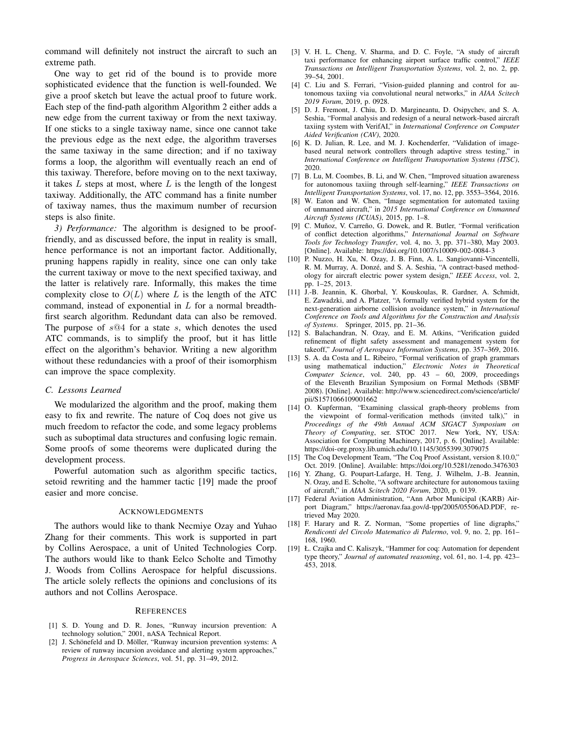command will definitely not instruct the aircraft to such an extreme path.

One way to get rid of the bound is to provide more sophisticated evidence that the function is well-founded. We give a proof sketch but leave the actual proof to future work. Each step of the find-path algorithm Algorithm 2 either adds a new edge from the current taxiway or from the next taxiway. If one sticks to a single taxiway name, since one cannot take the previous edge as the next edge, the algorithm traverses the same taxiway in the same direction; and if no taxiway forms a loop, the algorithm will eventually reach an end of this taxiway. Therefore, before moving on to the next taxiway, it takes $L$ steps at most, where $L$ is the length of the longest taxiway. Additionally, the ATC command has a finite number of taxiway names, thus the maximum number of recursion steps is also finite.

*3) Performance:* The algorithm is designed to be proof-friendly, and as discussed before, the input in reality is small, hence performance is not an important factor. Additionally, pruning happens rapidly in reality, since one can only take the current taxiway or move to the next specified taxiway, and the latter is relatively rare. Informally, this makes the time complexity close to $O(L)$ where $L$ is the length of the ATC command, instead of exponential in $L$ for a normal breadth-first search algorithm. Redundant data can also be removed. The purpose of $s@4$ for a state $s$, which denotes the used ATC commands, is to simplify the proof, but it has little effect on the algorithm's behavior. Writing a new algorithm without these redundancies with a proof of their isomorphism can improve the space complexity.

### C. Lessons Learned

We modularized the algorithm and the proof, making them easy to fix and rewrite. The nature of Coq does not give us much freedom to refactor the code, and some legacy problems such as suboptimal data structures and confusing logic remain. Some proofs of some theorems were duplicated during the development process.

Powerful automation such as algorithm specific tactics, setoid rewriting and the hammer tactic [19] made the proof easier and more concise.

## Acknowledgments

The authors would like to thank Necmiye Ozay and Yuhao Zhang for their comments. This work is supported in part by Collins Aerospace, a unit of United Technologies Corp. The authors would like to thank Eelco Scholte and Timothy J. Woods from Collins Aerospace for helpful discussions. The article solely reflects the opinions and conclusions of its authors and not Collins Aerospace.

## References

[1] S. D. Young and D. R. Jones, "Runway incursion prevention: A technology solution," 2001, nASA Technical Report.

[2] J. Schönefeld and D. Möller, "Runway incursion prevention systems: A review of runway incursion avoidance and alerting system approaches," *Progress in Aerospace Sciences*, vol. 51, pp. 31–49, 2012.

[3] V. H. L. Cheng, V. Sharma, and D. C. Foyle, "A study of aircraft taxi performance for enhancing airport surface traffic control," *IEEE Transactions on Intelligent Transportation Systems*, vol. 2, no. 2, pp. 39–54, 2001.

[4] C. Liu and S. Ferrari, "Vision-guided planning and control for autonomous taxiing via convolutional neural networks," in *AIAA Scitech 2019 Forum*, 2019, p. 0928.

[5] D. J. Fremont, J. Chiu, D. D. Margineantu, D. Osipychev, and S. A. Seshia, "Formal analysis and redesign of a neural network-based aircraft taxiing system with VerifAI," in *International Conference on Computer Aided Verification (CAV)*, 2020.

[6] K. D. Julian, R. Lee, and M. J. Kochenderfer, "Validation of image-based neural network controllers through adaptive stress testing," in *International Conference on Intelligent Transportation Systems (ITSC)*, 2020.

[7] B. Lu, M. Coombes, B. Li, and W. Chen, "Improved situation awareness for autonomous taxiing through self-learning," *IEEE Transactions on Intelligent Transportation Systems*, vol. 17, no. 12, pp. 3553–3564, 2016.

[8] W. Eaton and W. Chen, "Image segmentation for automated taxiing of unmanned aircraft," in *2015 International Conference on Unmanned Aircraft Systems (ICUAS)*, 2015, pp. 1–8.

[9] C. Muñoz, V. Carreño, G. Dowek, and R. Butler, "Formal verification of conflict detection algorithms," *International Journal on Software Tools for Technology Transfer*, vol. 4, no. 3, pp. 371–380, May 2003. [Online]. Available: https://doi.org/10.1007/s10009-002-0084-3

[10] P. Nuzzo, H. Xu, N. Ozay, J. B. Finn, A. L. Sangiovanni-Vincentelli, R. M. Murray, A. Donzé, and S. A. Seshia, "A contract-based methodology for aircraft electric power system design," *IEEE Access*, vol. 2, pp. 1–25, 2013.

[11] J.-B. Jeannin, K. Ghorbal, Y. Kouskoulas, R. Gardner, A. Schmidt, E. Zawadzki, and A. Platzer, "A formally verified hybrid system for the next-generation airborne collision avoidance system," in *International Conference on Tools and Algorithms for the Construction and Analysis of Systems*. Springer, 2015, pp. 21–36.

[12] S. Balachandran, N. Ozay, and E. M. Atkins, "Verification guided refinement of flight safety assessment and management system for takeoff," *Journal of Aerospace Information Systems*, pp. 357–369, 2016.

[13] S. A. da Costa and L. Ribeiro, "Formal verification of graph grammars using mathematical induction," *Electronic Notes in Theoretical Computer Science*, vol. 240, pp. 43 – 60, 2009, proceedings of the Eleventh Brazilian Symposium on Formal Methods (SBMF 2008). [Online]. Available: http://www.sciencedirect.com/science/article/pii/S1571066109001662

[14] O. Kupferman, "Examining classical graph-theory problems from the viewpoint of formal-verification methods (invited talk)," in *Proceedings of the 49th Annual ACM SIGACT Symposium on Theory of Computing*, ser. STOC 2017. New York, NY, USA: Association for Computing Machinery, 2017, p. 6. [Online]. Available: https://doi-org.proxy.lib.umich.edu/10.1145/3055399.3079075

[15] The Coq Development Team, "The Coq Proof Assistant, version 8.10.0," Oct. 2019. [Online]. Available: https://doi.org/10.5281/zenodo.3476303

[16] Y. Zhang, G. Poupart-Lafarge, H. Teng, J. Wilhelm, J.-B. Jeannin, N. Ozay, and E. Scholte, "A software architecture for autonomous taxiing of aircraft," in *AIAA Scitech 2020 Forum*, 2020, p. 0139.

[17] Federal Aviation Administration, "Ann Arbor Municipal (KARB) Airport Diagram," https://aeronav.faa.gov/d-tpp/2005/05506AD.PDF, retrieved May 2020.

[18] F. Harary and R. Z. Norman, "Some properties of line digraphs," *Rendiconti del Circolo Matematico di Palermo*, vol. 9, no. 2, pp. 161–168, 1960.

[19] Ł. Czajka and C. Kaliszyk, "Hammer for coq: Automation for dependent type theory," *Journal of automated reasoning*, vol. 61, no. 1-4, pp. 423–453, 2018.